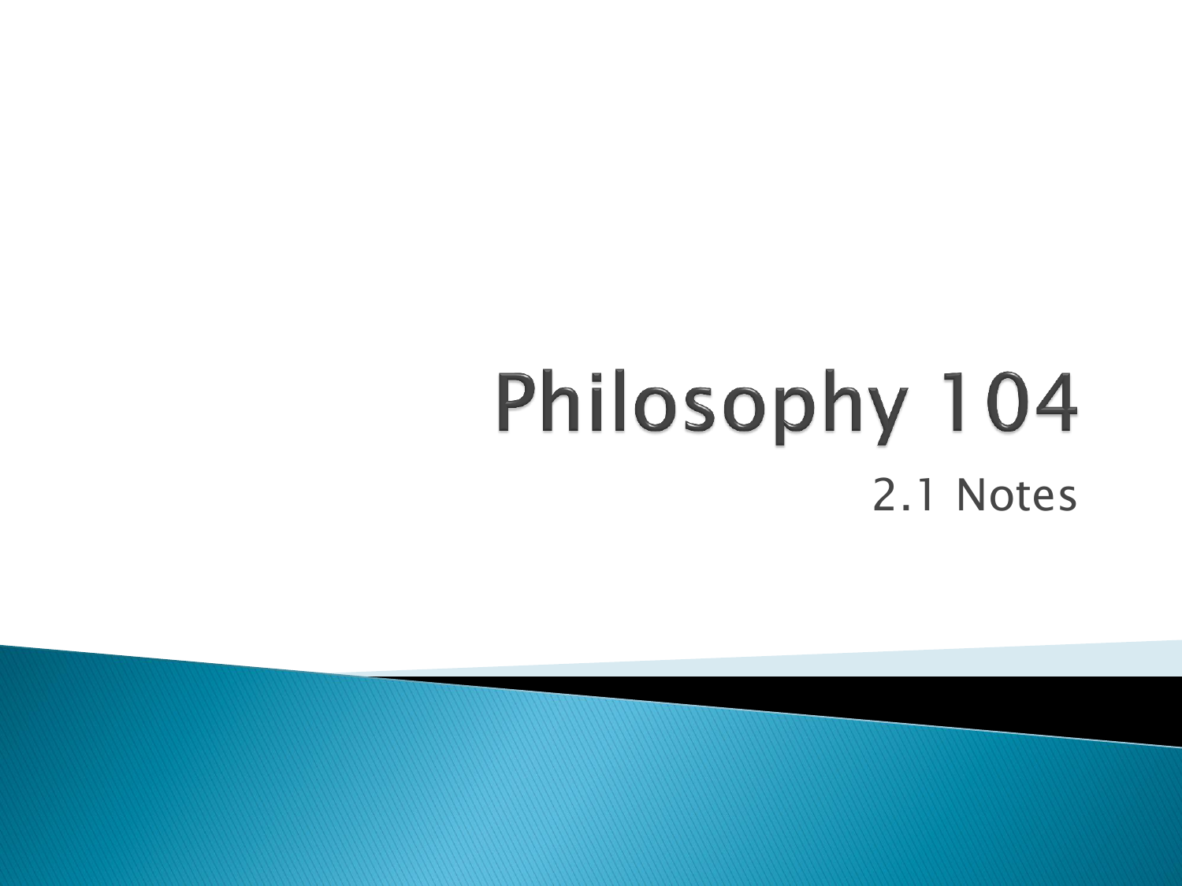# Philosophy 104

2.1 Notes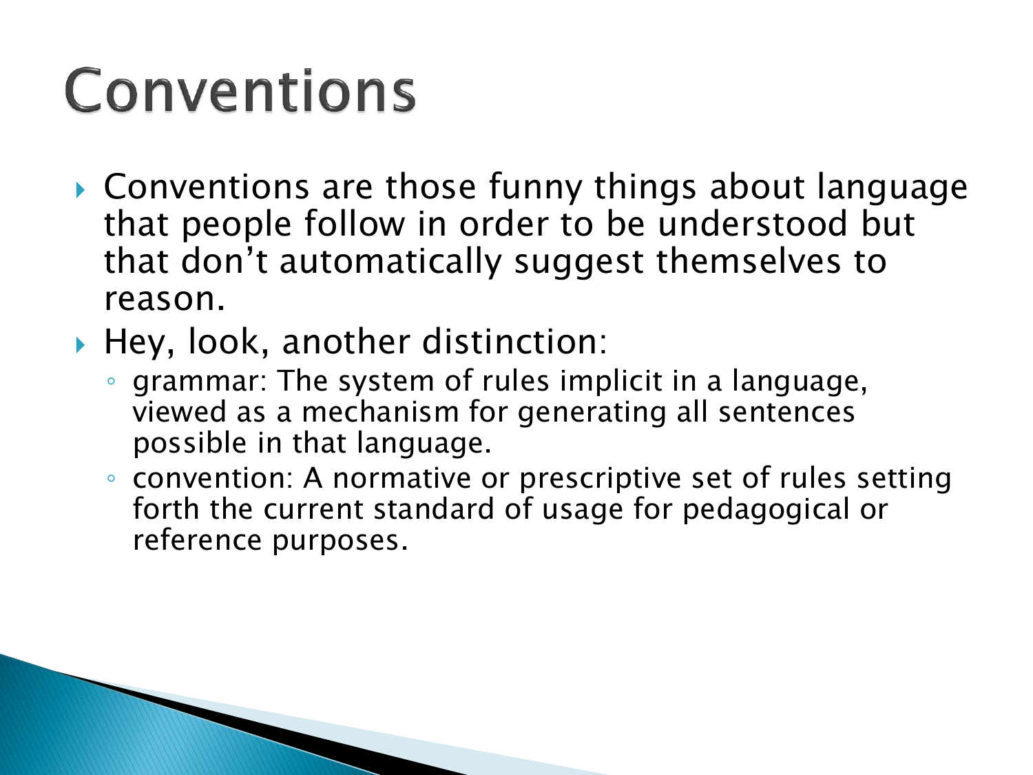# Conventions

- Conventions are those funny things about language that people follow in order to be understood but that don't automatically suggest themselves to reason.
- Hey, look, another distinction:
  - grammar: The system of rules implicit in a language, viewed as a mechanism for generating all sentences possible in that language.
  - convention: A normative or prescriptive set of rules setting forth the current standard of usage for pedagogical or reference purposes.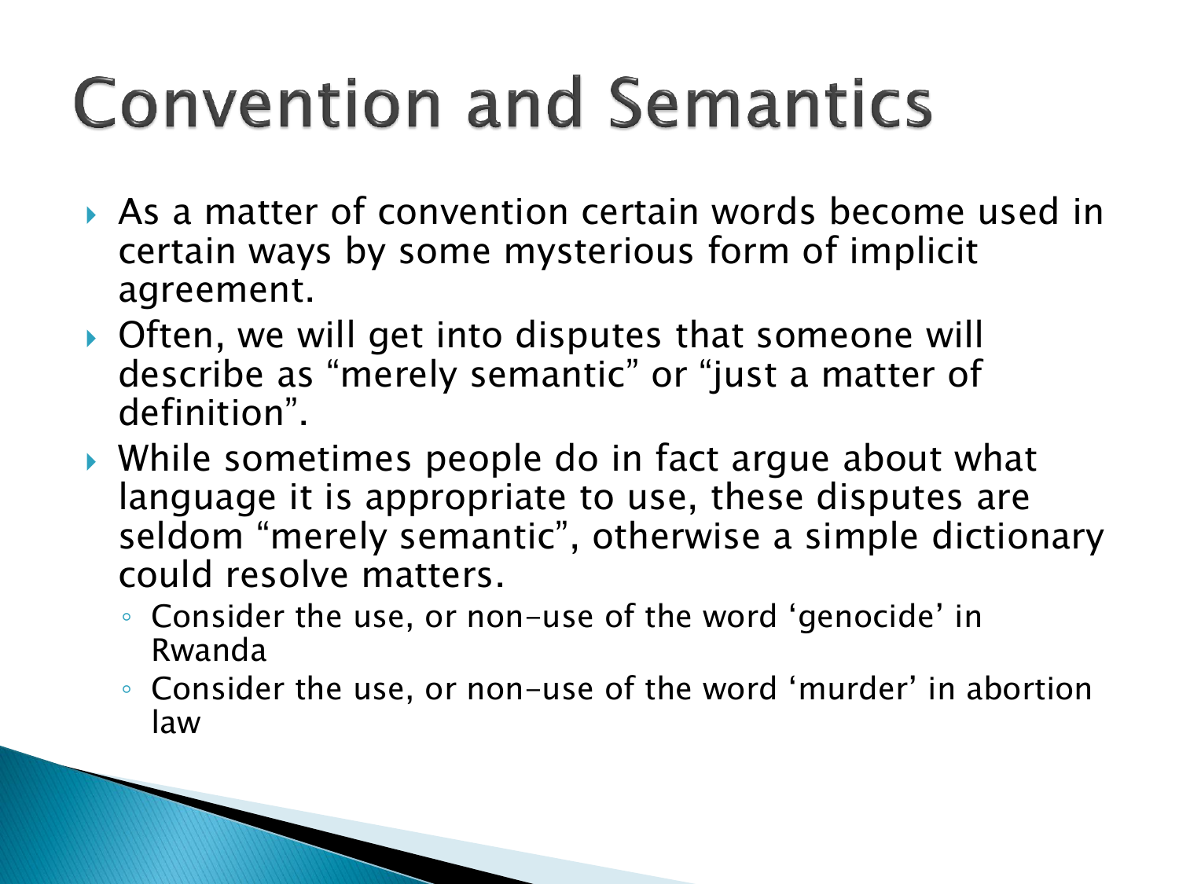# Convention and Semantics

- As a matter of convention certain words become used in certain ways by some mysterious form of implicit agreement.
- Often, we will get into disputes that someone will describe as “merely semantic” or “just a matter of definition”.
- While sometimes people do in fact argue about what language it is appropriate to use, these disputes are seldom “merely semantic”, otherwise a simple dictionary could resolve matters.
  - Consider the use, or non-use of the word ‘genocide’ in Rwanda
  - Consider the use, or non-use of the word ‘murder’ in abortion law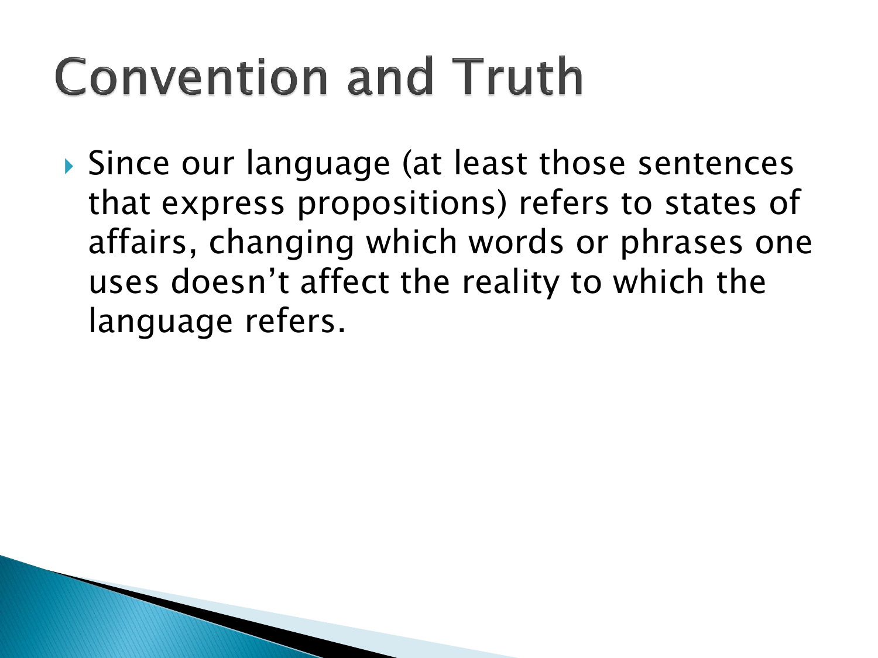# Convention and Truth

- Since our language (at least those sentences that express propositions) refers to states of affairs, changing which words or phrases one uses doesn't affect the reality to which the language refers.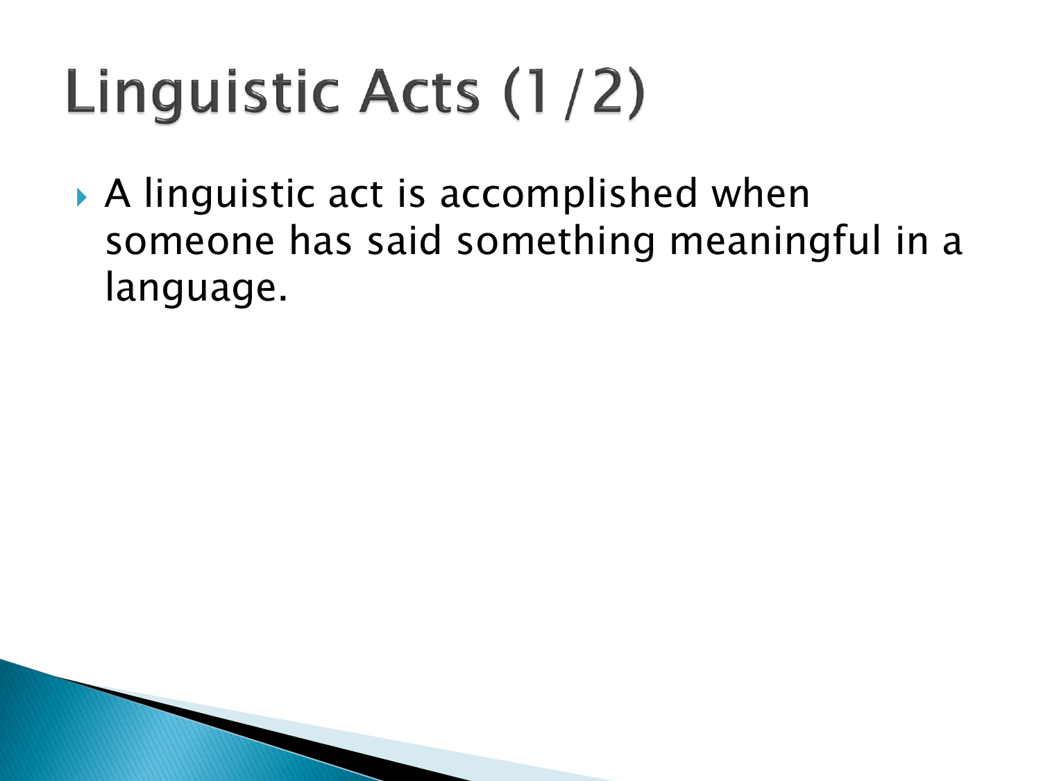# Linguistic Acts (1/2)

- A linguistic act is accomplished when someone has said something meaningful in a language.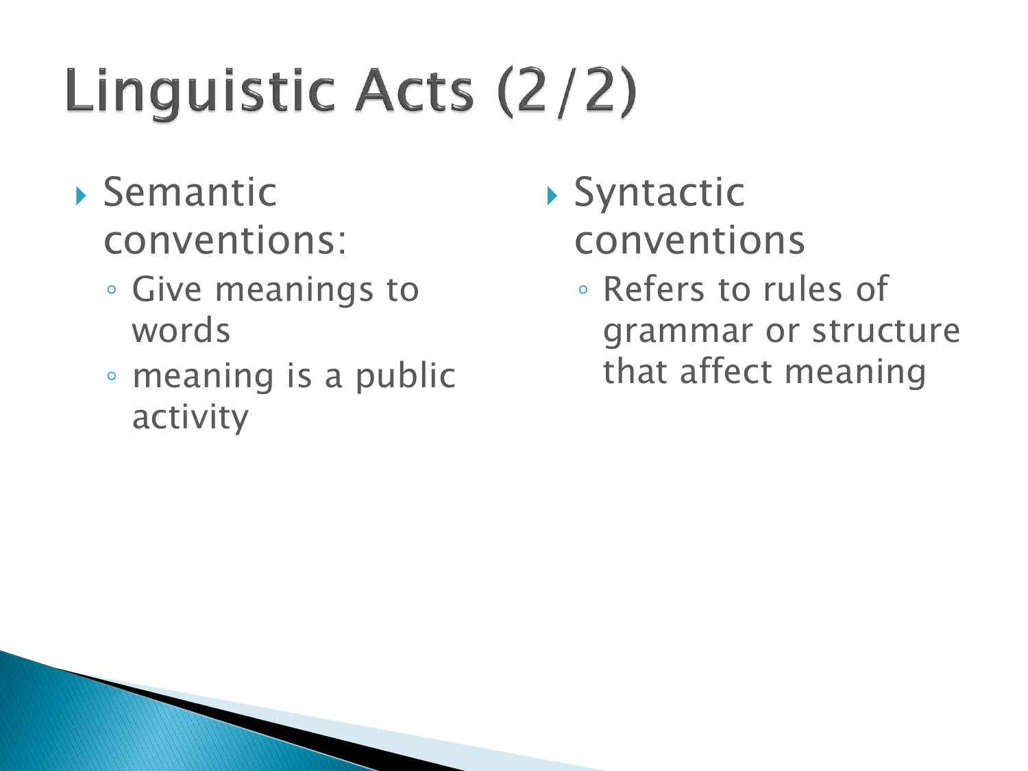# Linguistic Acts (2/2)

- Semantic conventions:
  - Give meanings to words
  - meaning is a public activity
- Syntactic conventions
  - Refers to rules of grammar or structure that affect meaning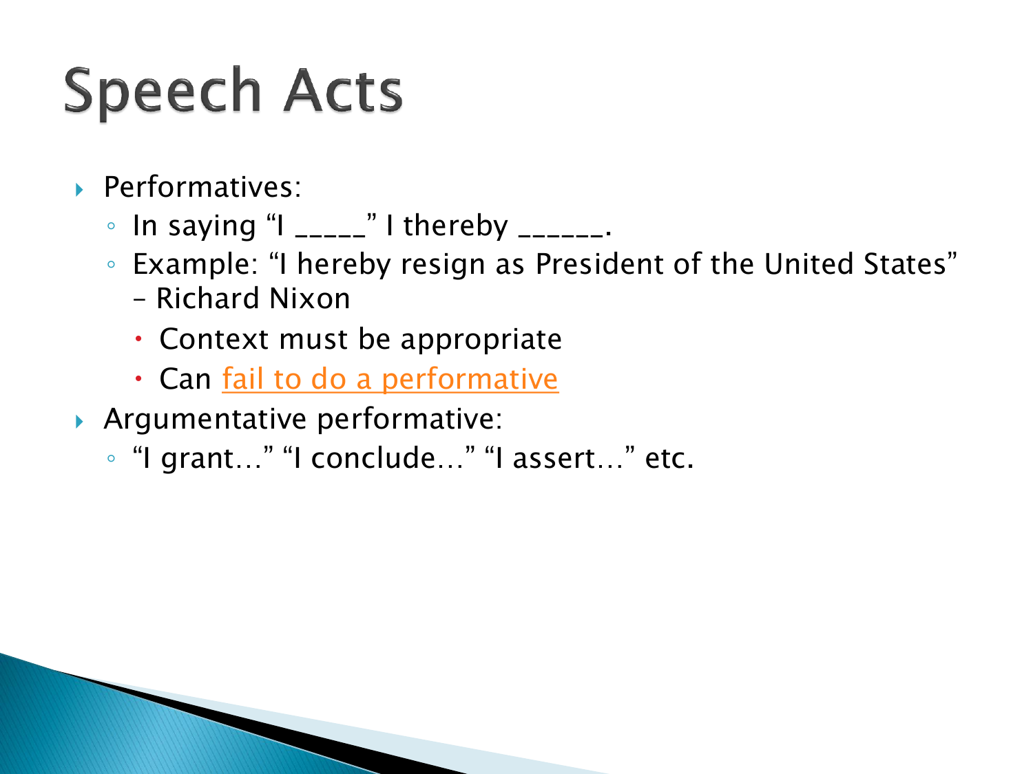# Speech Acts

- Performatives:
  - In saying "I _____" I thereby ______.
  - Example: "I hereby resign as President of the United States" – Richard Nixon
    - Context must be appropriate
    - Can fail to do a performative
- Argumentative performative:
  - "I grant…" "I conclude…" "I assert…" etc.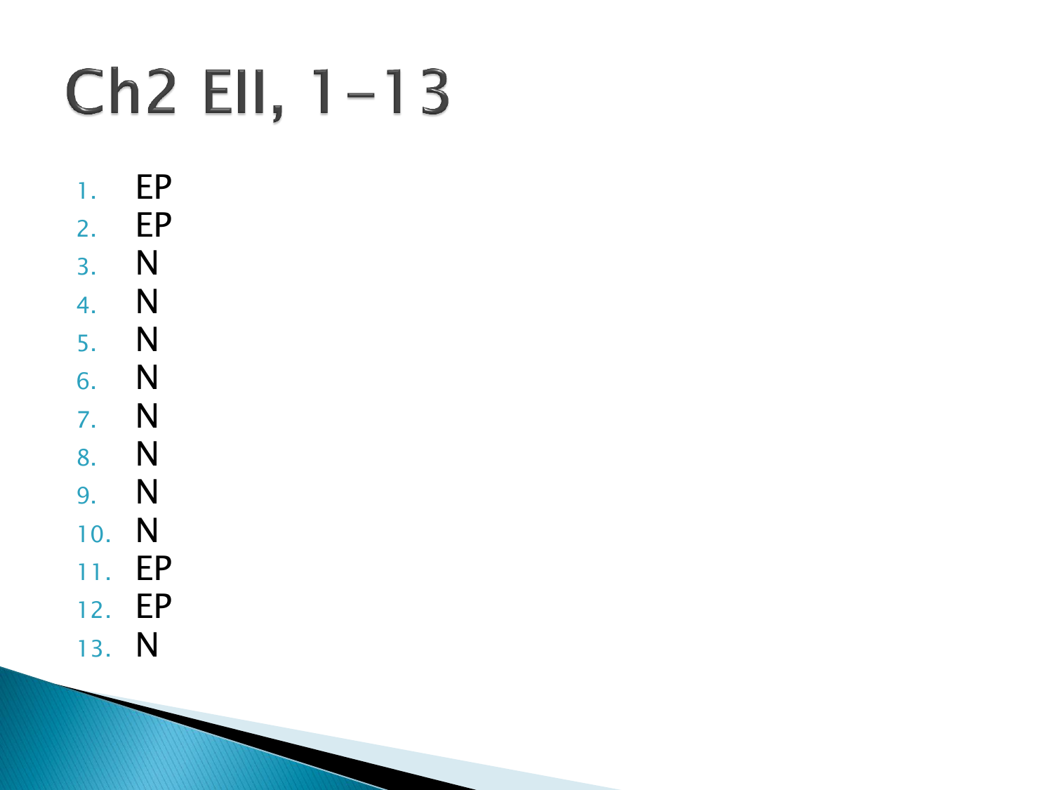# Ch2 EII, 1-13

1. EP
2. EP
3. N
4. N
5. N
6. N
7. N
8. N
9. N
10. N
11. EP
12. EP
13. N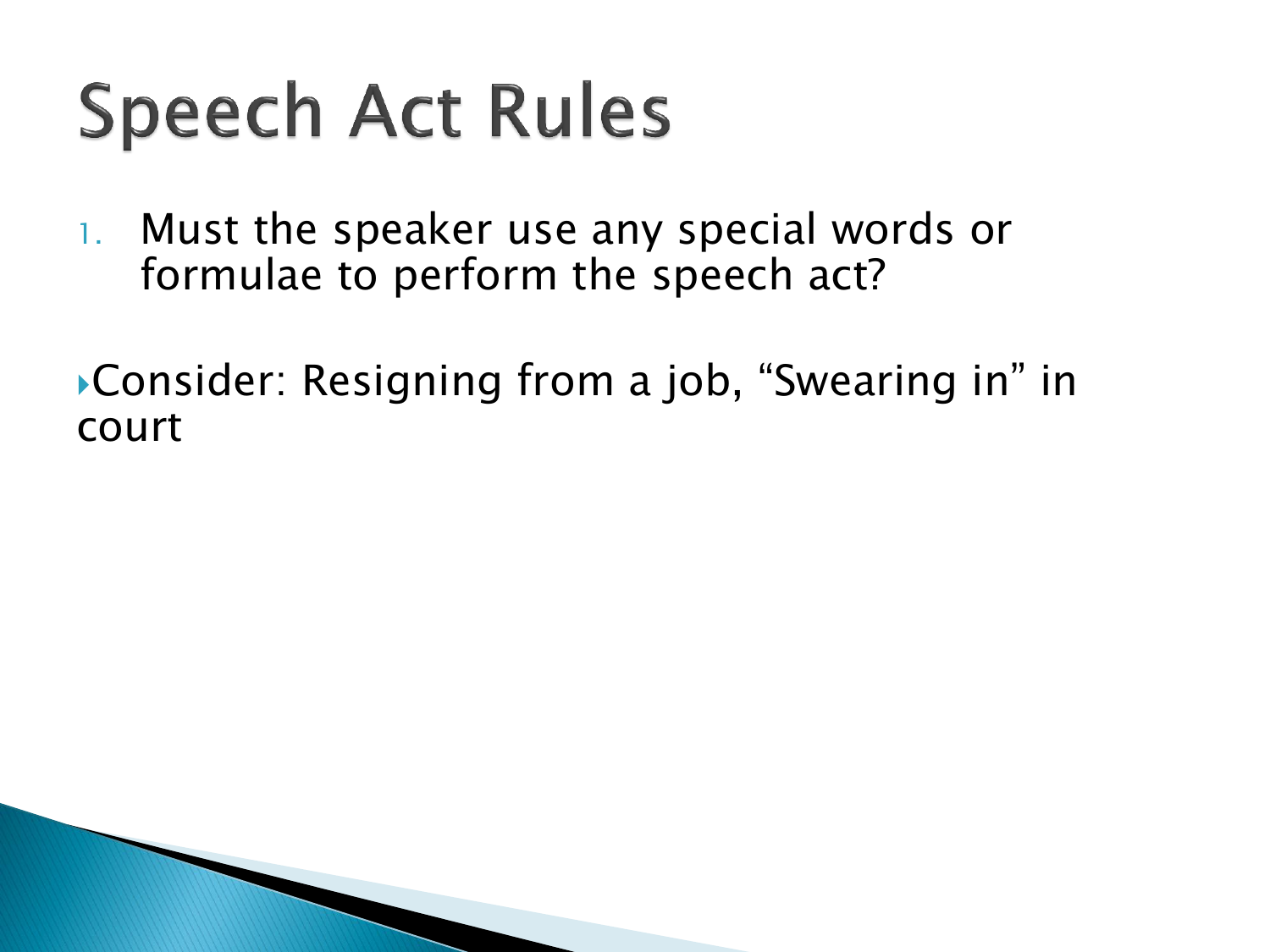# Speech Act Rules

1. Must the speaker use any special words or formulae to perform the speech act?

- Consider: Resigning from a job, "Swearing in" in court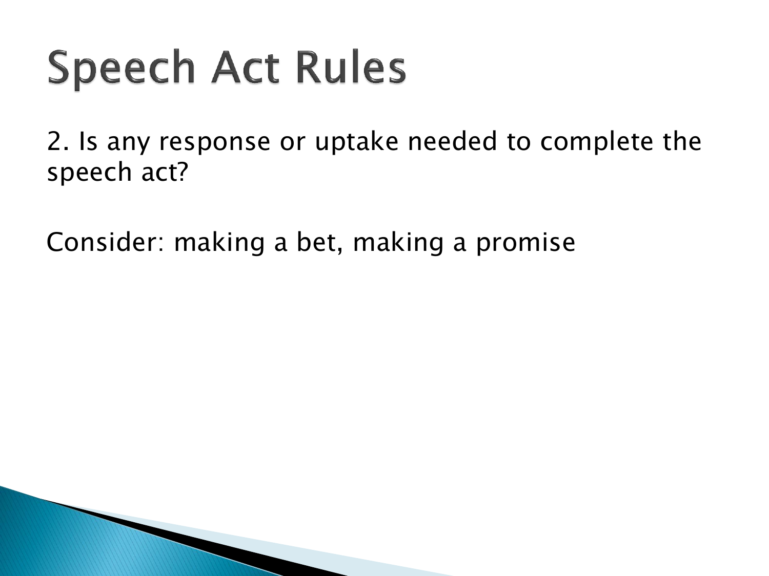# Speech Act Rules

2. Is any response or uptake needed to complete the speech act?

Consider: making a bet, making a promise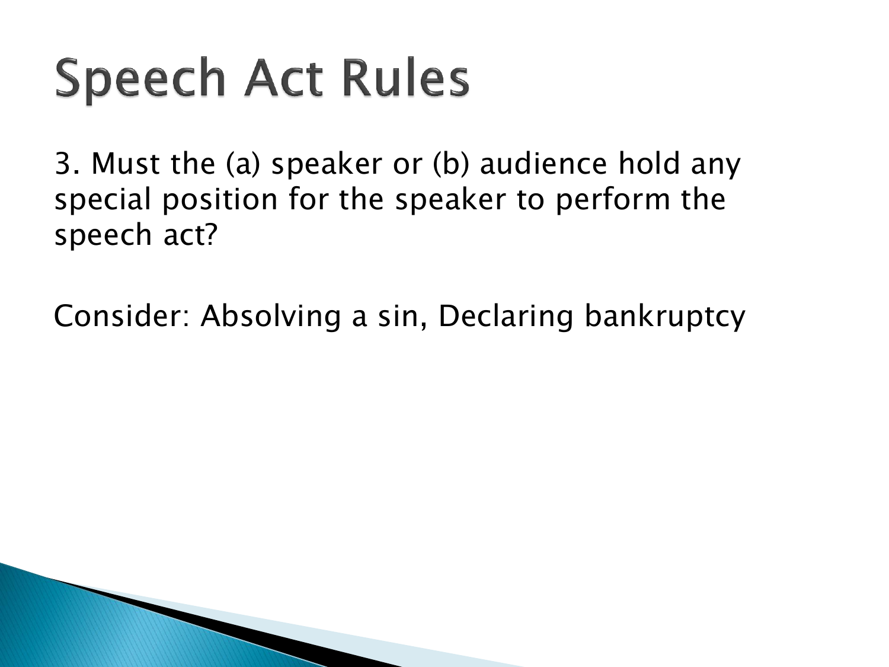# Speech Act Rules

3. Must the (a) speaker or (b) audience hold any special position for the speaker to perform the speech act?

Consider: Absolving a sin, Declaring bankruptcy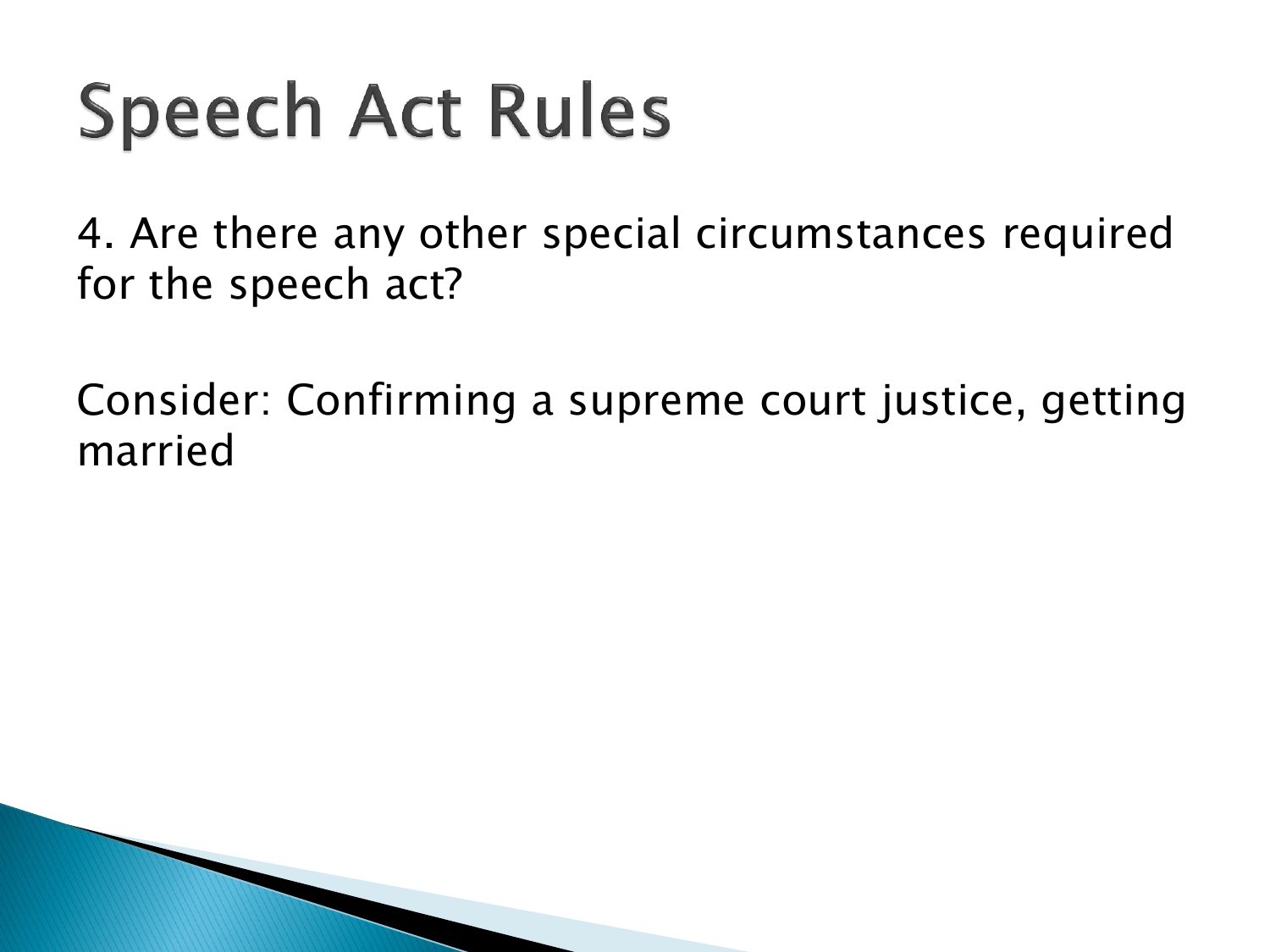# Speech Act Rules

4. Are there any other special circumstances required for the speech act?

Consider: Confirming a supreme court justice, getting married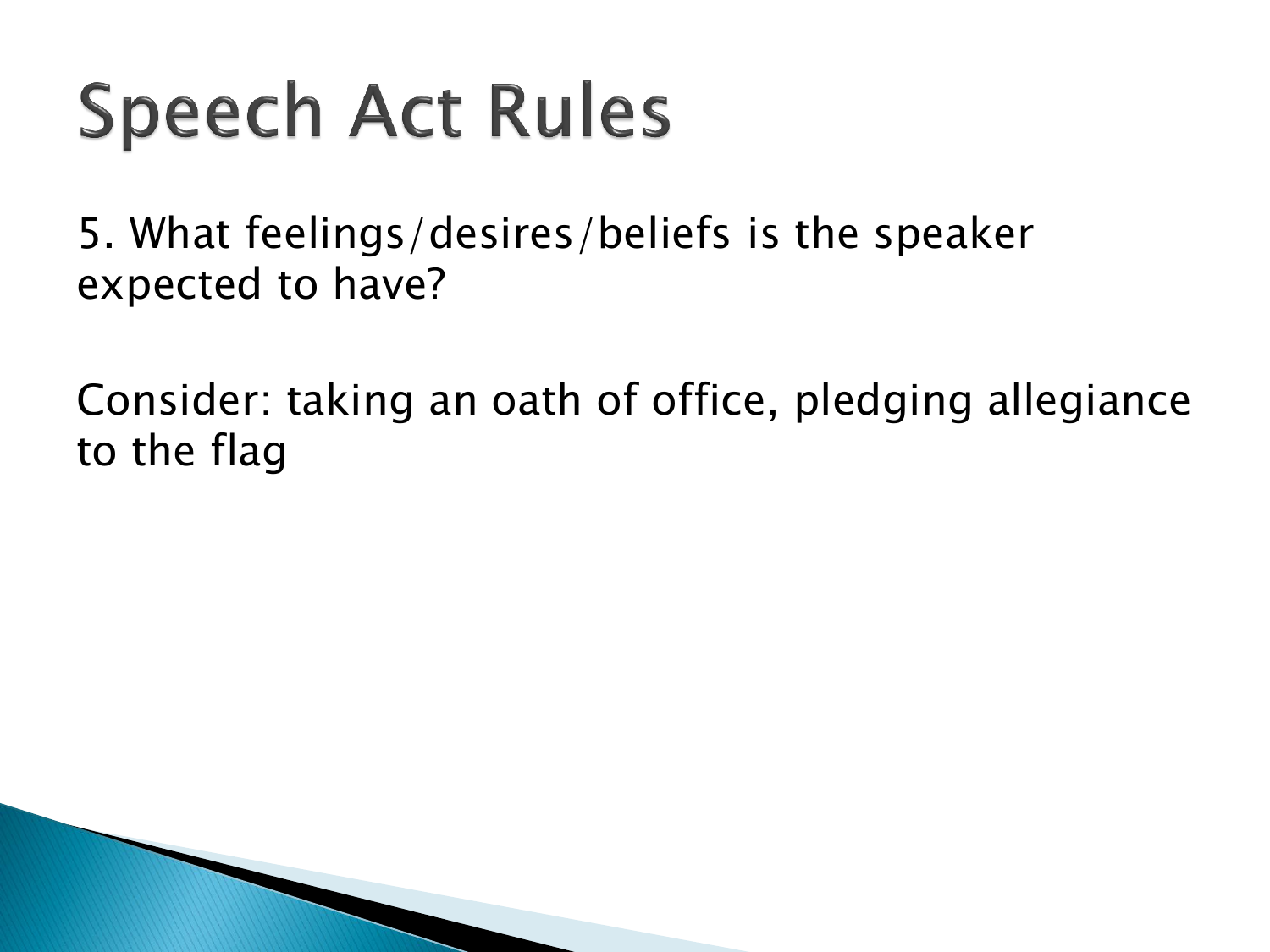# Speech Act Rules

5. What feelings/desires/beliefs is the speaker expected to have?

Consider: taking an oath of office, pledging allegiance to the flag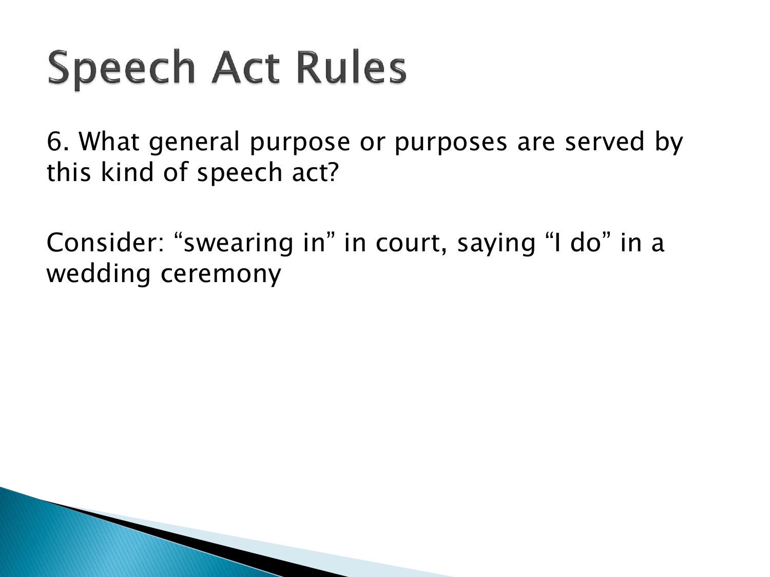# Speech Act Rules

6. What general purpose or purposes are served by this kind of speech act?

Consider: “swearing in” in court, saying “I do” in a wedding ceremony